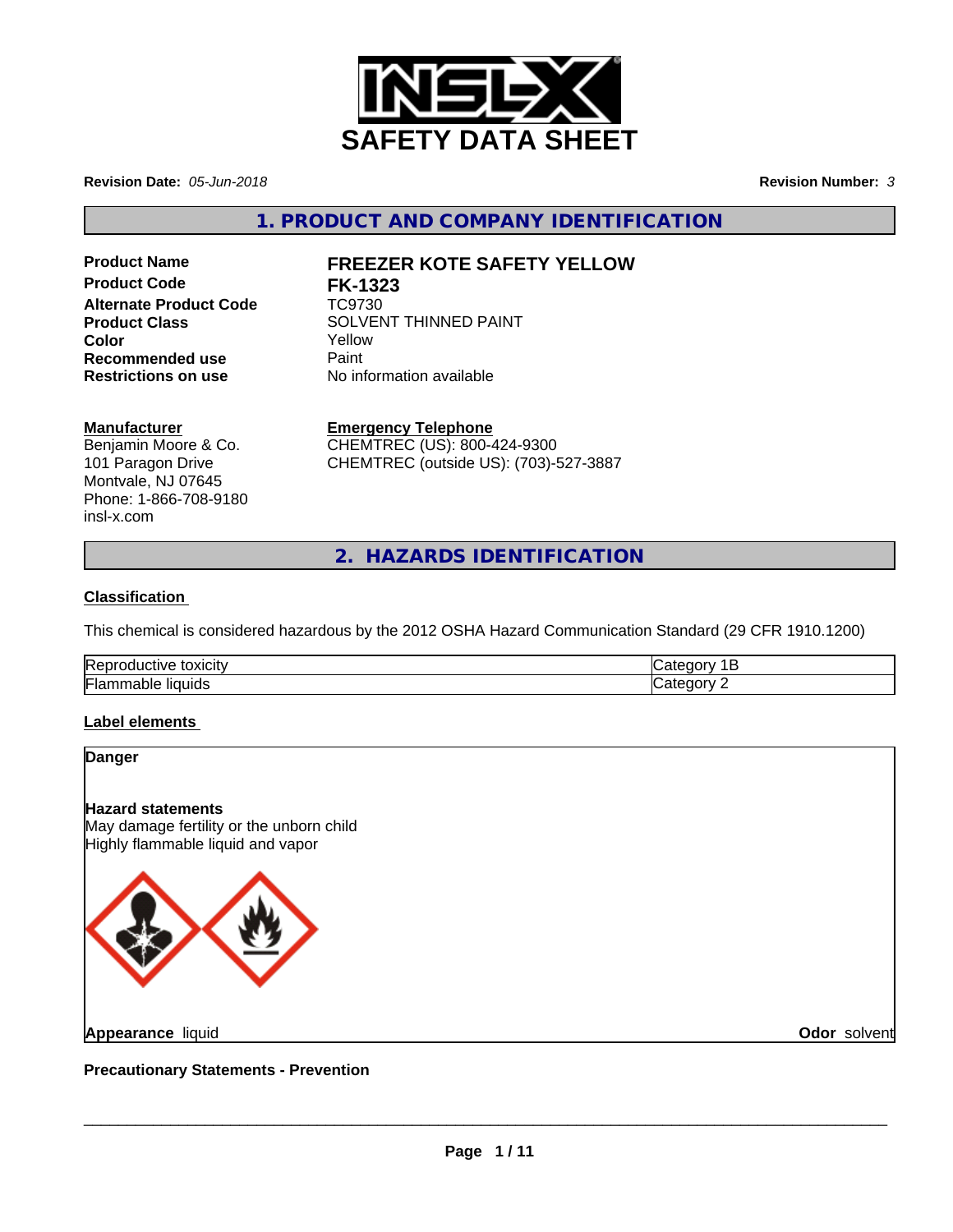# SAFETY DATA SHEET

**Revision Date:** *05-Jun-2018*

**Revision Number:** *3*

## 1. PRODUCT AND COMPANY IDENTIFICATION

| | |
|---|---|
| **Product Name** | **FREEZER KOTE SAFETY YELLOW** |
| **Product Code** | **FK-1323** |
| **Alternate Product Code** | TC9730 |
| **Product Class** | SOLVENT THINNED PAINT |
| **Color** | Yellow |
| **Recommended use** | Paint |
| **Restrictions on use** | No information available |

**Manufacturer**
Benjamin Moore & Co.
101 Paragon Drive
Montvale, NJ 07645
Phone: 1-866-708-9180
insl-x.com

**Emergency Telephone**
CHEMTREC (US): 800-424-9300
CHEMTREC (outside US): (703)-527-3887

## 2. HAZARDS IDENTIFICATION

### Classification

This chemical is considered hazardous by the 2012 OSHA Hazard Communication Standard (29 CFR 1910.1200)

| | |
|---|---|
| Reproductive toxicity | Category 1B |
| Flammable liquids | Category 2 |

### Label elements

**Danger**

**Hazard statements**
May damage fertility or the unborn child
Highly flammable liquid and vapor

**Appearance** liquid

**Odor** solvent

**Precautionary Statements - Prevention**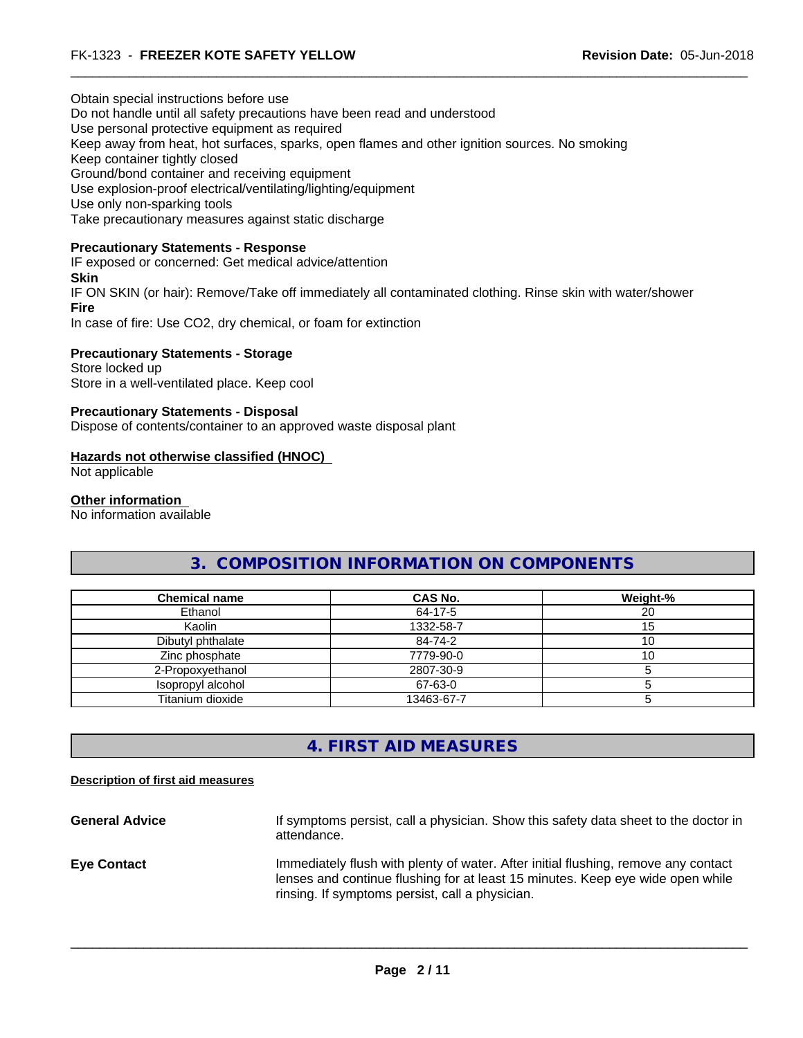Obtain special instructions before use
Do not handle until all safety precautions have been read and understood
Use personal protective equipment as required
Keep away from heat, hot surfaces, sparks, open flames and other ignition sources. No smoking
Keep container tightly closed
Ground/bond container and receiving equipment
Use explosion-proof electrical/ventilating/lighting/equipment
Use only non-sparking tools
Take precautionary measures against static discharge

**Precautionary Statements - Response**

IF exposed or concerned: Get medical advice/attention

**Skin**

IF ON SKIN (or hair): Remove/Take off immediately all contaminated clothing. Rinse skin with water/shower

**Fire**

In case of fire: Use CO2, dry chemical, or foam for extinction

**Precautionary Statements - Storage**

Store locked up
Store in a well-ventilated place. Keep cool

**Precautionary Statements - Disposal**

Dispose of contents/container to an approved waste disposal plant

**Hazards not otherwise classified (HNOC)**

Not applicable

**Other information**

No information available

## 3. COMPOSITION INFORMATION ON COMPONENTS

| Chemical name | CAS No. | Weight-% |
|---|---|---|
| Ethanol | 64-17-5 | 20 |
| Kaolin | 1332-58-7 | 15 |
| Dibutyl phthalate | 84-74-2 | 10 |
| Zinc phosphate | 7779-90-0 | 10 |
| 2-Propoxyethanol | 2807-30-9 | 5 |
| Isopropyl alcohol | 67-63-0 | 5 |
| Titanium dioxide | 13463-67-7 | 5 |

## 4. FIRST AID MEASURES

**Description of first aid measures**

**General Advice** If symptoms persist, call a physician. Show this safety data sheet to the doctor in attendance.

**Eye Contact** Immediately flush with plenty of water. After initial flushing, remove any contact lenses and continue flushing for at least 15 minutes. Keep eye wide open while rinsing. If symptoms persist, call a physician.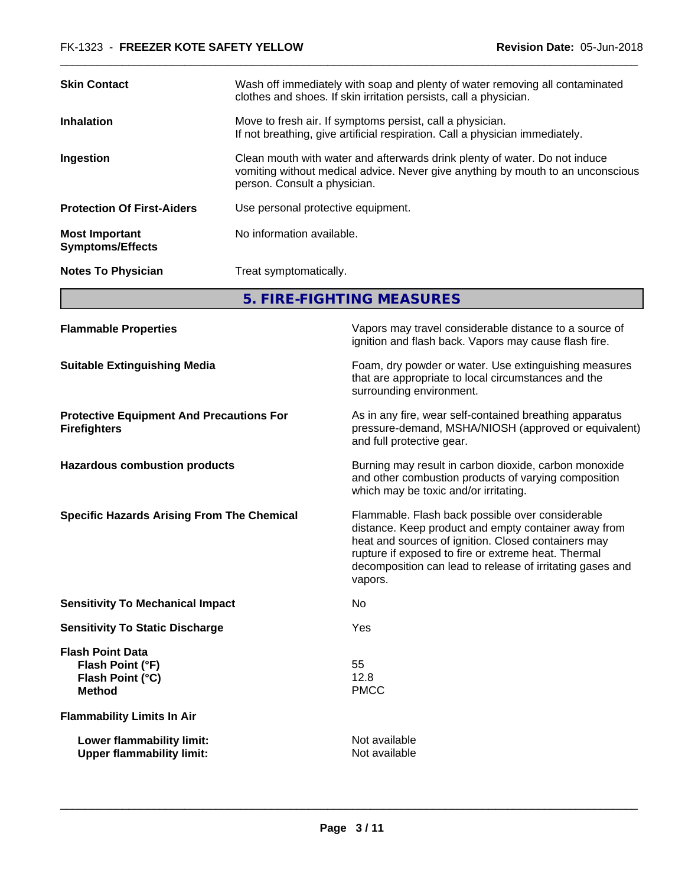| | |
|---|---|
| **Skin Contact** | Wash off immediately with soap and plenty of water removing all contaminated clothes and shoes. If skin irritation persists, call a physician. |
| **Inhalation** | Move to fresh air. If symptoms persist, call a physician. If not breathing, give artificial respiration. Call a physician immediately. |
| **Ingestion** | Clean mouth with water and afterwards drink plenty of water. Do not induce vomiting without medical advice. Never give anything by mouth to an unconscious person. Consult a physician. |
| **Protection Of First-Aiders** | Use personal protective equipment. |
| **Most Important Symptoms/Effects** | No information available. |
| **Notes To Physician** | Treat symptomatically. |

## 5. FIRE-FIGHTING MEASURES

| | |
|---|---|
| **Flammable Properties** | Vapors may travel considerable distance to a source of ignition and flash back. Vapors may cause flash fire. |
| **Suitable Extinguishing Media** | Foam, dry powder or water. Use extinguishing measures that are appropriate to local circumstances and the surrounding environment. |
| **Protective Equipment And Precautions For Firefighters** | As in any fire, wear self-contained breathing apparatus pressure-demand, MSHA/NIOSH (approved or equivalent) and full protective gear. |
| **Hazardous combustion products** | Burning may result in carbon dioxide, carbon monoxide and other combustion products of varying composition which may be toxic and/or irritating. |
| **Specific Hazards Arising From The Chemical** | Flammable. Flash back possible over considerable distance. Keep product and empty container away from heat and sources of ignition. Closed containers may rupture if exposed to fire or extreme heat. Thermal decomposition can lead to release of irritating gases and vapors. |
| **Sensitivity To Mechanical Impact** | No |
| **Sensitivity To Static Discharge** | Yes |

**Flash Point Data**

| | |
|---|---|
| **Flash Point (°F)** | 55 |
| **Flash Point (°C)** | 12.8 |
| **Method** | PMCC |

**Flammability Limits In Air**

| | |
|---|---|
| **Lower flammability limit:** | Not available |
| **Upper flammability limit:** | Not available |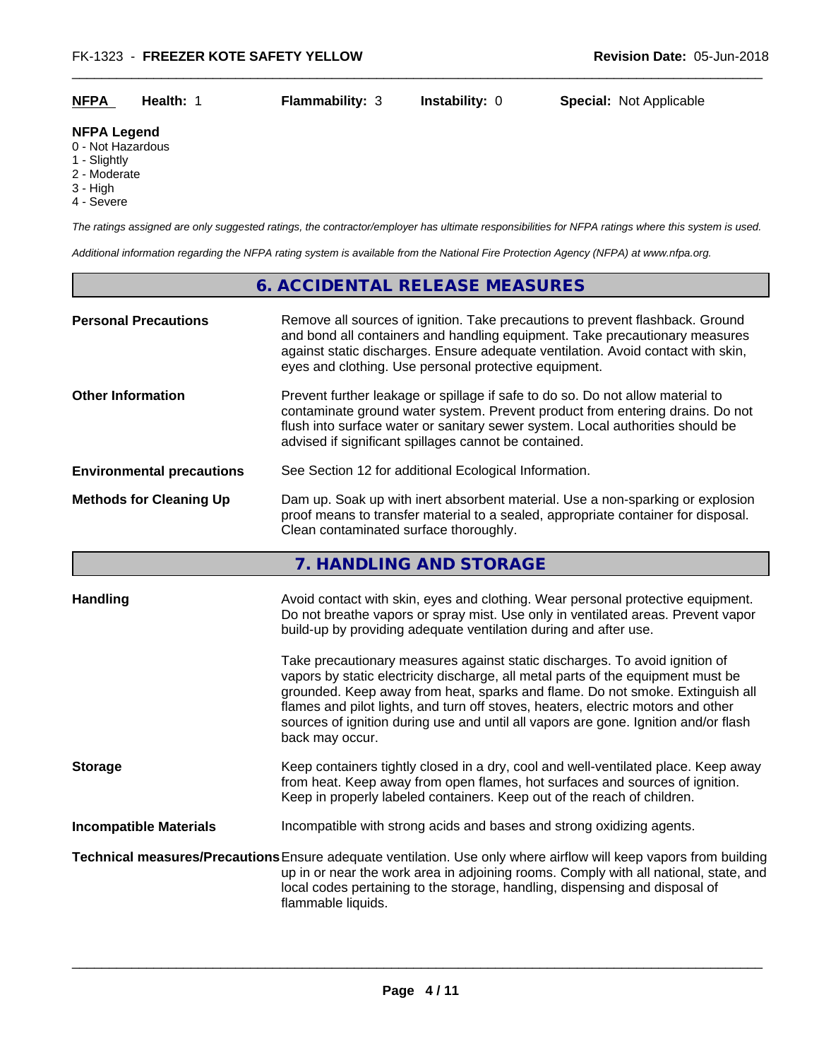| NFPA | Health: 1 | Flammability: 3 | Instability: 0 | Special: Not Applicable |
|---|---|---|---|---|

**NFPA Legend**
- 0 - Not Hazardous
- 1 - Slightly
- 2 - Moderate
- 3 - High
- 4 - Severe

*The ratings assigned are only suggested ratings, the contractor/employer has ultimate responsibilities for NFPA ratings where this system is used.*

*Additional information regarding the NFPA rating system is available from the National Fire Protection Agency (NFPA) at www.nfpa.org.*

## 6. ACCIDENTAL RELEASE MEASURES

**Personal Precautions** Remove all sources of ignition. Take precautions to prevent flashback. Ground and bond all containers and handling equipment. Take precautionary measures against static discharges. Ensure adequate ventilation. Avoid contact with skin, eyes and clothing. Use personal protective equipment.

**Other Information** Prevent further leakage or spillage if safe to do so. Do not allow material to contaminate ground water system. Prevent product from entering drains. Do not flush into surface water or sanitary sewer system. Local authorities should be advised if significant spillages cannot be contained.

**Environmental precautions** See Section 12 for additional Ecological Information.

**Methods for Cleaning Up** Dam up. Soak up with inert absorbent material. Use a non-sparking or explosion proof means to transfer material to a sealed, appropriate container for disposal. Clean contaminated surface thoroughly.

## 7. HANDLING AND STORAGE

**Handling** Avoid contact with skin, eyes and clothing. Wear personal protective equipment. Do not breathe vapors or spray mist. Use only in ventilated areas. Prevent vapor build-up by providing adequate ventilation during and after use.

Take precautionary measures against static discharges. To avoid ignition of vapors by static electricity discharge, all metal parts of the equipment must be grounded. Keep away from heat, sparks and flame. Do not smoke. Extinguish all flames and pilot lights, and turn off stoves, heaters, electric motors and other sources of ignition during use and until all vapors are gone. Ignition and/or flash back may occur.

**Storage** Keep containers tightly closed in a dry, cool and well-ventilated place. Keep away from heat. Keep away from open flames, hot surfaces and sources of ignition. Keep in properly labeled containers. Keep out of the reach of children.

**Incompatible Materials** Incompatible with strong acids and bases and strong oxidizing agents.

**Technical measures/Precautions** Ensure adequate ventilation. Use only where airflow will keep vapors from building up in or near the work area in adjoining rooms. Comply with all national, state, and local codes pertaining to the storage, handling, dispensing and disposal of flammable liquids.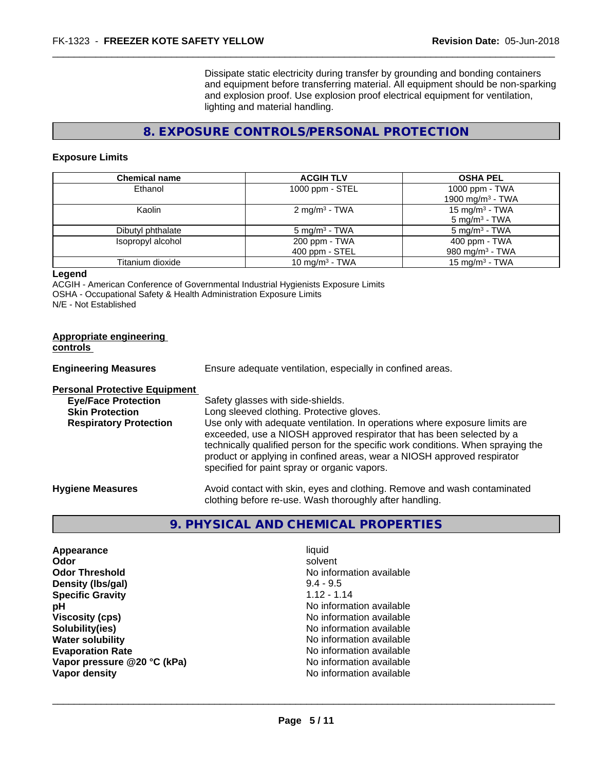Dissipate static electricity during transfer by grounding and bonding containers and equipment before transferring material. All equipment should be non-sparking and explosion proof. Use explosion proof electrical equipment for ventilation, lighting and material handling.

## 8. EXPOSURE CONTROLS/PERSONAL PROTECTION

### Exposure Limits

| Chemical name | ACGIH TLV | OSHA PEL |
|---|---|---|
| Ethanol | 1000 ppm - STEL | 1000 ppm - TWA<br>1900 $mg/m^3$ - TWA |
| Kaolin | 2 $mg/m^3$ - TWA | 15 $mg/m^3$ - TWA<br>5 $mg/m^3$ - TWA |
| Dibutyl phthalate | 5 $mg/m^3$ - TWA | 5 $mg/m^3$ - TWA |
| Isopropyl alcohol | 200 ppm - TWA<br>400 ppm - STEL | 400 ppm - TWA<br>980 $mg/m^3$ - TWA |
| Titanium dioxide | 10 $mg/m^3$ - TWA | 15 $mg/m^3$ - TWA |

**Legend**

ACGIH - American Conference of Governmental Industrial Hygienists Exposure Limits
OSHA - Occupational Safety & Health Administration Exposure Limits
N/E - Not Established

**Appropriate engineering controls**

**Engineering Measures** Ensure adequate ventilation, especially in confined areas.

**Personal Protective Equipment**

**Eye/Face Protection** Safety glasses with side-shields.

**Skin Protection** Long sleeved clothing. Protective gloves.

**Respiratory Protection** Use only with adequate ventilation. In operations where exposure limits are exceeded, use a NIOSH approved respirator that has been selected by a technically qualified person for the specific work conditions. When spraying the product or applying in confined areas, wear a NIOSH approved respirator specified for paint spray or organic vapors.

**Hygiene Measures** Avoid contact with skin, eyes and clothing. Remove and wash contaminated clothing before re-use. Wash thoroughly after handling.

## 9. PHYSICAL AND CHEMICAL PROPERTIES

| | |
|---|---|
| **Appearance** | liquid |
| **Odor** | solvent |
| **Odor Threshold** | No information available |
| **Density (lbs/gal)** | 9.4 - 9.5 |
| **Specific Gravity** | 1.12 - 1.14 |
| **pH** | No information available |
| **Viscosity (cps)** | No information available |
| **Solubility(ies)** | No information available |
| **Water solubility** | No information available |
| **Evaporation Rate** | No information available |
| **Vapor pressure @20 °C (kPa)** | No information available |
| **Vapor density** | No information available |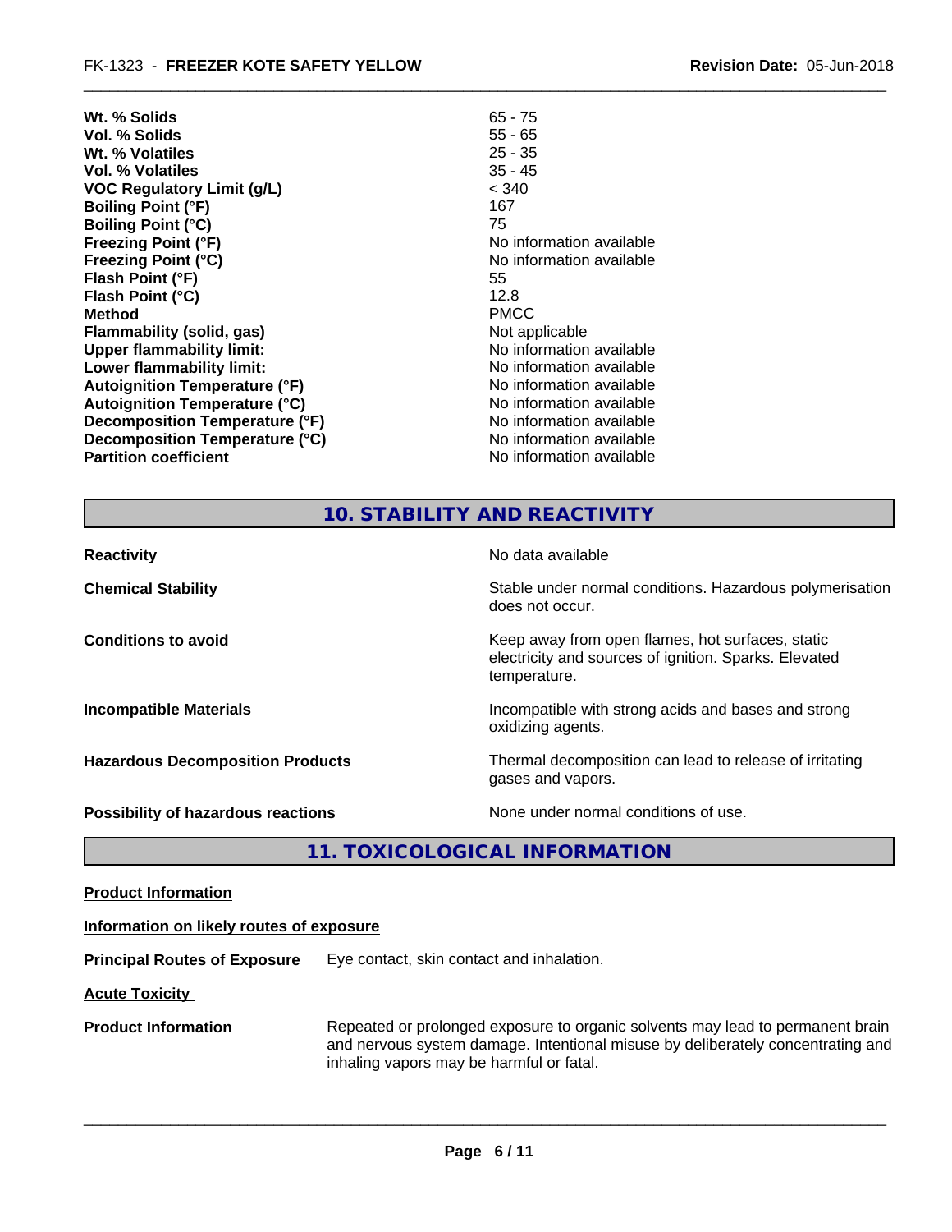| | |
|---|---|
| **Wt. % Solids** | 65 - 75 |
| **Vol. % Solids** | 55 - 65 |
| **Wt. % Volatiles** | 25 - 35 |
| **Vol. % Volatiles** | 35 - 45 |
| **VOC Regulatory Limit (g/L)** | < 340 |
| **Boiling Point (°F)** | 167 |
| **Boiling Point (°C)** | 75 |
| **Freezing Point (°F)** | No information available |
| **Freezing Point (°C)** | No information available |
| **Flash Point (°F)** | 55 |
| **Flash Point (°C)** | 12.8 |
| **Method** | PMCC |
| **Flammability (solid, gas)** | Not applicable |
| **Upper flammability limit:** | No information available |
| **Lower flammability limit:** | No information available |
| **Autoignition Temperature (°F)** | No information available |
| **Autoignition Temperature (°C)** | No information available |
| **Decomposition Temperature (°F)** | No information available |
| **Decomposition Temperature (°C)** | No information available |
| **Partition coefficient** | No information available |

## 10. STABILITY AND REACTIVITY

| | |
|---|---|
| **Reactivity** | No data available |
| **Chemical Stability** | Stable under normal conditions. Hazardous polymerisation does not occur. |
| **Conditions to avoid** | Keep away from open flames, hot surfaces, static electricity and sources of ignition. Sparks. Elevated temperature. |
| **Incompatible Materials** | Incompatible with strong acids and bases and strong oxidizing agents. |
| **Hazardous Decomposition Products** | Thermal decomposition can lead to release of irritating gases and vapors. |
| **Possibility of hazardous reactions** | None under normal conditions of use. |

## 11. TOXICOLOGICAL INFORMATION

**Product Information**

**Information on likely routes of exposure**

**Principal Routes of Exposure** Eye contact, skin contact and inhalation.

**Acute Toxicity**

**Product Information** Repeated or prolonged exposure to organic solvents may lead to permanent brain and nervous system damage. Intentional misuse by deliberately concentrating and inhaling vapors may be harmful or fatal.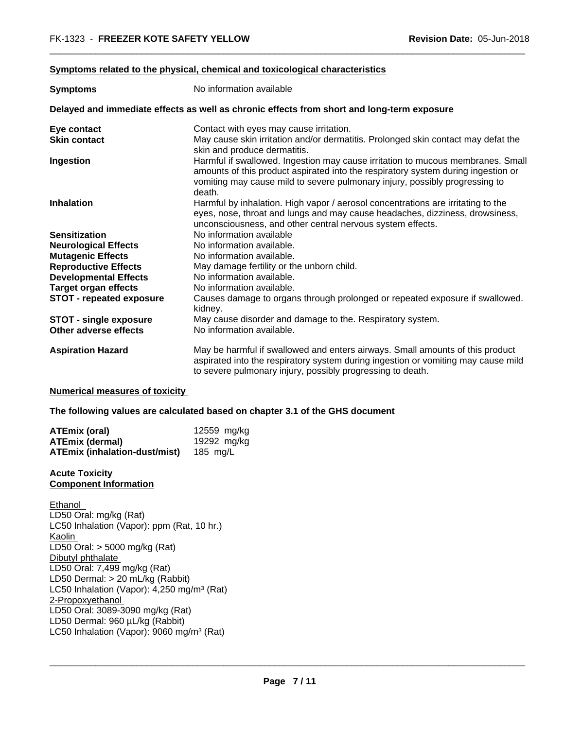**Symptoms related to the physical, chemical and toxicological characteristics**

| | |
|---|---|
| **Symptoms** | No information available |

**Delayed and immediate effects as well as chronic effects from short and long-term exposure**

| | |
|---|---|
| **Eye contact** | Contact with eyes may cause irritation. |
| **Skin contact** | May cause skin irritation and/or dermatitis. Prolonged skin contact may defat the skin and produce dermatitis. |
| **Ingestion** | Harmful if swallowed. Ingestion may cause irritation to mucous membranes. Small amounts of this product aspirated into the respiratory system during ingestion or vomiting may cause mild to severe pulmonary injury, possibly progressing to death. |
| **Inhalation** | Harmful by inhalation. High vapor / aerosol concentrations are irritating to the eyes, nose, throat and lungs and may cause headaches, dizziness, drowsiness, unconsciousness, and other central nervous system effects. |
| **Sensitization** | No information available |
| **Neurological Effects** | No information available. |
| **Mutagenic Effects** | No information available. |
| **Reproductive Effects** | May damage fertility or the unborn child. |
| **Developmental Effects** | No information available. |
| **Target organ effects** | No information available. |
| **STOT - repeated exposure** | Causes damage to organs through prolonged or repeated exposure if swallowed. kidney. |
| **STOT - single exposure** | May cause disorder and damage to the. Respiratory system. |
| **Other adverse effects** | No information available. |
| **Aspiration Hazard** | May be harmful if swallowed and enters airways. Small amounts of this product aspirated into the respiratory system during ingestion or vomiting may cause mild to severe pulmonary injury, possibly progressing to death. |

**Numerical measures of toxicity**

**The following values are calculated based on chapter 3.1 of the GHS document**

| | |
|---|---|
| **ATEmix (oral)** | 12559 mg/kg |
| **ATEmix (dermal)** | 19292 mg/kg |
| **ATEmix (inhalation-dust/mist)** | 185 mg/L |

**Acute Toxicity**
**Component Information**

Ethanol
LD50 Oral: mg/kg (Rat)
LC50 Inhalation (Vapor): ppm (Rat, 10 hr.)
Kaolin
LD50 Oral: > 5000 mg/kg (Rat)
Dibutyl phthalate
LD50 Oral: 7,499 mg/kg (Rat)
LD50 Dermal: > 20 mL/kg (Rabbit)
LC50 Inhalation (Vapor): 4,250 mg/m$^3$ (Rat)
2-Propoxyethanol
LD50 Oral: 3089-3090 mg/kg (Rat)
LD50 Dermal: 960 µL/kg (Rabbit)
LC50 Inhalation (Vapor): 9060 mg/m$^3$ (Rat)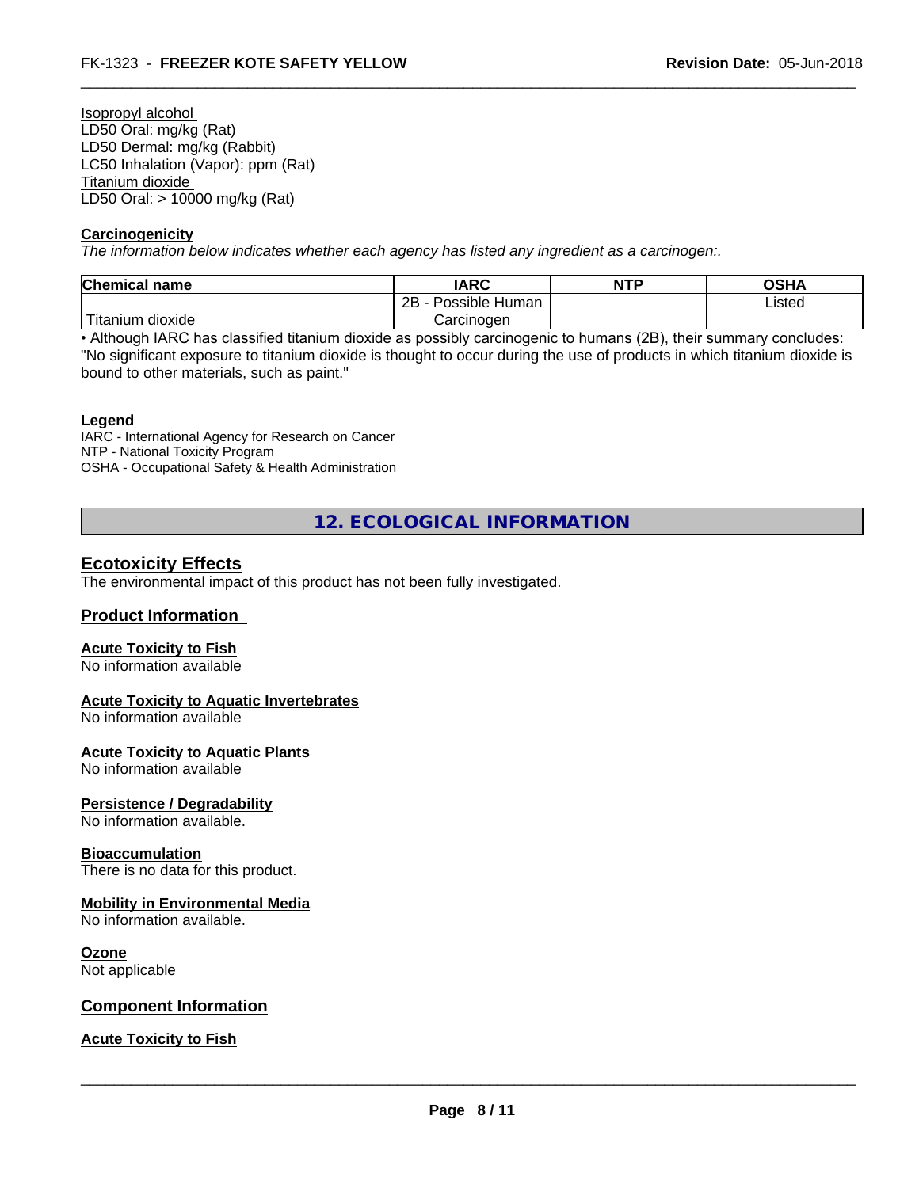Isopropyl alcohol
LD50 Oral: mg/kg (Rat)
LD50 Dermal: mg/kg (Rabbit)
LC50 Inhalation (Vapor): ppm (Rat)
Titanium dioxide
LD50 Oral: > 10000 mg/kg (Rat)

**Carcinogenicity**

*The information below indicates whether each agency has listed any ingredient as a carcinogen:.*

| Chemical name | IARC | NTP | OSHA |
|---|---|---|---|
| Titanium dioxide | 2B - Possible Human Carcinogen | | Listed |

• Although IARC has classified titanium dioxide as possibly carcinogenic to humans (2B), their summary concludes: "No significant exposure to titanium dioxide is thought to occur during the use of products in which titanium dioxide is bound to other materials, such as paint."

**Legend**

IARC - International Agency for Research on Cancer
NTP - National Toxicity Program
OSHA - Occupational Safety & Health Administration

# 12. ECOLOGICAL INFORMATION

## Ecotoxicity Effects

The environmental impact of this product has not been fully investigated.

## Product Information

**Acute Toxicity to Fish**

No information available

**Acute Toxicity to Aquatic Invertebrates**

No information available

**Acute Toxicity to Aquatic Plants**

No information available

**Persistence / Degradability**

No information available.

**Bioaccumulation**

There is no data for this product.

**Mobility in Environmental Media**

No information available.

**Ozone**

Not applicable

## Component Information

**Acute Toxicity to Fish**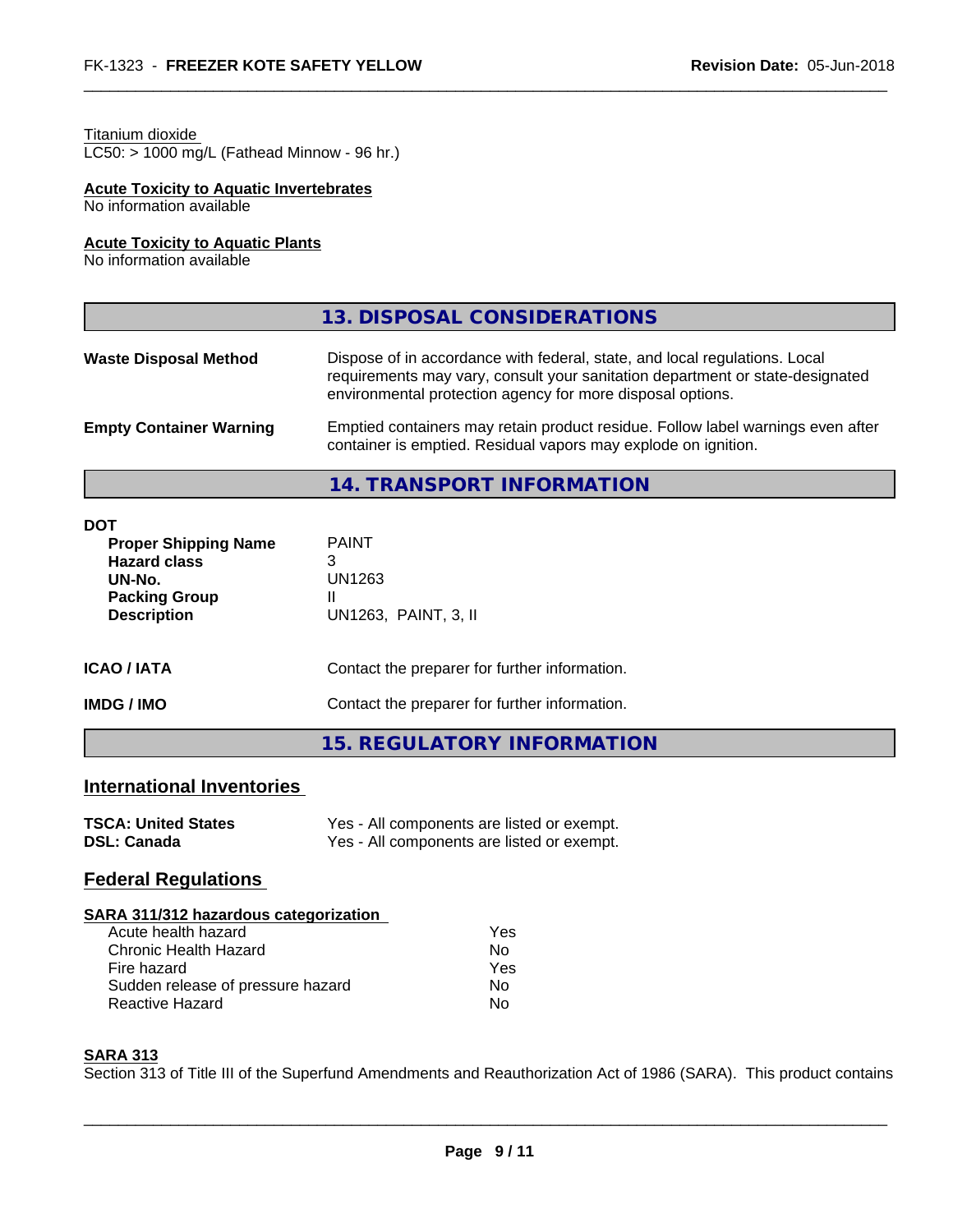Titanium dioxide
LC50: > 1000 mg/L (Fathead Minnow - 96 hr.)

**Acute Toxicity to Aquatic Invertebrates**
No information available

**Acute Toxicity to Aquatic Plants**
No information available

## 13. DISPOSAL CONSIDERATIONS

| | |
|---|---|
| **Waste Disposal Method** | Dispose of in accordance with federal, state, and local regulations. Local requirements may vary, consult your sanitation department or state-designated environmental protection agency for more disposal options. |
| **Empty Container Warning** | Emptied containers may retain product residue. Follow label warnings even after container is emptied. Residual vapors may explode on ignition. |

## 14. TRANSPORT INFORMATION

**DOT**

| | |
|---|---|
| **Proper Shipping Name** | PAINT |
| **Hazard class** | 3 |
| **UN-No.** | UN1263 |
| **Packing Group** | II |
| **Description** | UN1263, PAINT, 3, II |

| | |
|---|---|
| **ICAO / IATA** | Contact the preparer for further information. |
| **IMDG / IMO** | Contact the preparer for further information. |

## 15. REGULATORY INFORMATION

### International Inventories

| | |
|---|---|
| **TSCA: United States** | Yes - All components are listed or exempt. |
| **DSL: Canada** | Yes - All components are listed or exempt. |

### Federal Regulations

**SARA 311/312 hazardous categorization**

| | |
|---|---|
| Acute health hazard | Yes |
| Chronic Health Hazard | No |
| Fire hazard | Yes |
| Sudden release of pressure hazard | No |
| Reactive Hazard | No |

**SARA 313**
Section 313 of Title III of the Superfund Amendments and Reauthorization Act of 1986 (SARA). This product contains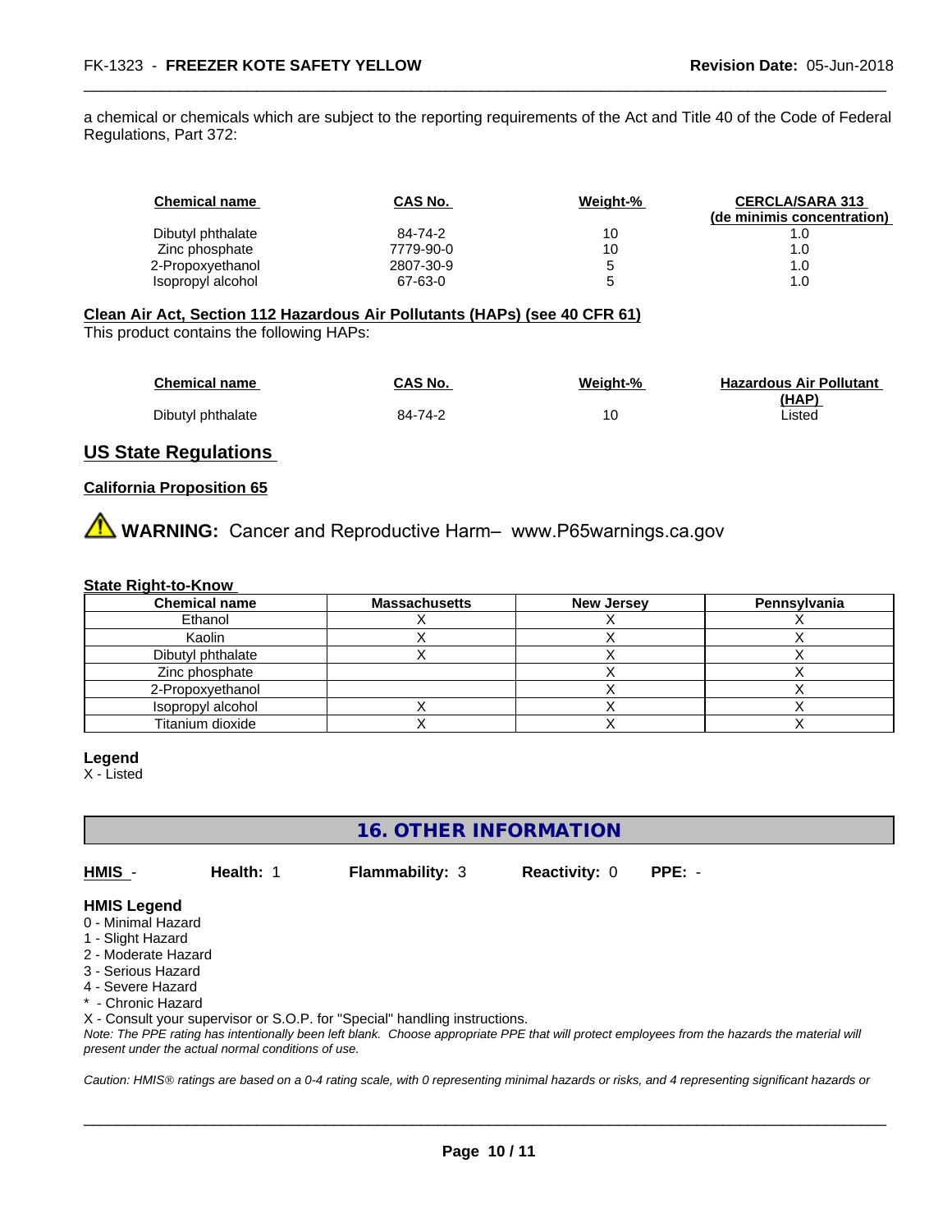a chemical or chemicals which are subject to the reporting requirements of the Act and Title 40 of the Code of Federal Regulations, Part 372:

| Chemical name | CAS No. | Weight-% | CERCLA/SARA 313 (de minimis concentration) |
|---|---|---|---|
| Dibutyl phthalate | 84-74-2 | 10 | 1.0 |
| Zinc phosphate | 7779-90-0 | 10 | 1.0 |
| 2-Propoxyethanol | 2807-30-9 | 5 | 1.0 |
| Isopropyl alcohol | 67-63-0 | 5 | 1.0 |

**Clean Air Act, Section 112 Hazardous Air Pollutants (HAPs) (see 40 CFR 61)**

This product contains the following HAPs:

| Chemical name | CAS No. | Weight-% | Hazardous Air Pollutant (HAP) |
|---|---|---|---|
| Dibutyl phthalate | 84-74-2 | 10 | Listed |

## US State Regulations

**California Proposition 65**

⚠ **WARNING:** Cancer and Reproductive Harm– www.P65warnings.ca.gov

**State Right-to-Know**

| Chemical name | Massachusetts | New Jersey | Pennsylvania |
|---|---|---|---|
| Ethanol | X | X | X |
| Kaolin | X | X | X |
| Dibutyl phthalate | X | X | X |
| Zinc phosphate | | X | X |
| 2-Propoxyethanol | | X | X |
| Isopropyl alcohol | X | X | X |
| Titanium dioxide | X | X | X |

**Legend**

X - Listed

## 16. OTHER INFORMATION

**HMIS** - **Health:** 1 **Flammability:** 3 **Reactivity:** 0 **PPE:** -

**HMIS Legend**

0 - Minimal Hazard
1 - Slight Hazard
2 - Moderate Hazard
3 - Serious Hazard
4 - Severe Hazard
* - Chronic Hazard
X - Consult your supervisor or S.O.P. for "Special" handling instructions.

*Note: The PPE rating has intentionally been left blank. Choose appropriate PPE that will protect employees from the hazards the material will present under the actual normal conditions of use.*

*Caution: HMIS® ratings are based on a 0-4 rating scale, with 0 representing minimal hazards or risks, and 4 representing significant hazards or*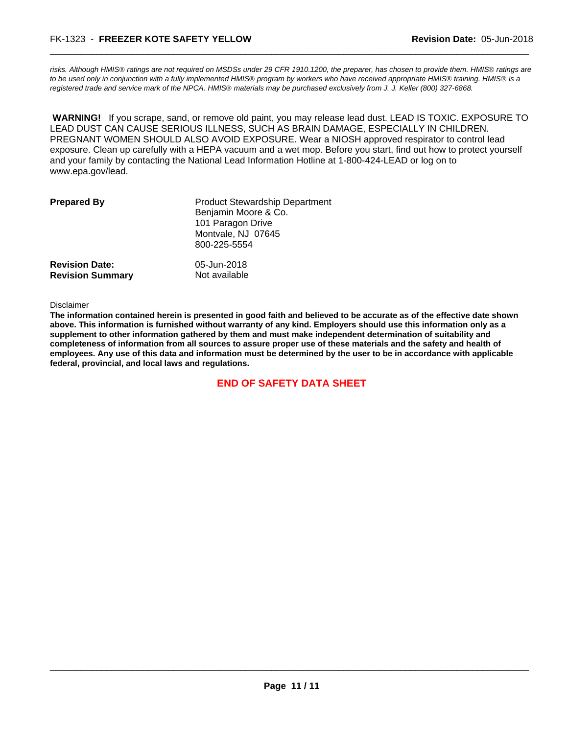*risks. Although HMIS® ratings are not required on MSDSs under 29 CFR 1910.1200, the preparer, has chosen to provide them. HMIS® ratings are to be used only in conjunction with a fully implemented HMIS® program by workers who have received appropriate HMIS® training. HMIS® is a registered trade and service mark of the NPCA. HMIS® materials may be purchased exclusively from J. J. Keller (800) 327-6868.*

**WARNING!** If you scrape, sand, or remove old paint, you may release lead dust. LEAD IS TOXIC. EXPOSURE TO LEAD DUST CAN CAUSE SERIOUS ILLNESS, SUCH AS BRAIN DAMAGE, ESPECIALLY IN CHILDREN. PREGNANT WOMEN SHOULD ALSO AVOID EXPOSURE. Wear a NIOSH approved respirator to control lead exposure. Clean up carefully with a HEPA vacuum and a wet mop. Before you start, find out how to protect yourself and your family by contacting the National Lead Information Hotline at 1-800-424-LEAD or log on to www.epa.gov/lead.

| | |
|---|---|
| **Prepared By** | Product Stewardship Department<br>Benjamin Moore & Co.<br>101 Paragon Drive<br>Montvale, NJ 07645<br>800-225-5554 |
| **Revision Date:** | 05-Jun-2018 |
| **Revision Summary** | Not available |

Disclaimer

**The information contained herein is presented in good faith and believed to be accurate as of the effective date shown above. This information is furnished without warranty of any kind. Employers should use this information only as a supplement to other information gathered by them and must make independent determination of suitability and completeness of information from all sources to assure proper use of these materials and the safety and health of employees. Any use of this data and information must be determined by the user to be in accordance with applicable federal, provincial, and local laws and regulations.**

**END OF SAFETY DATA SHEET**